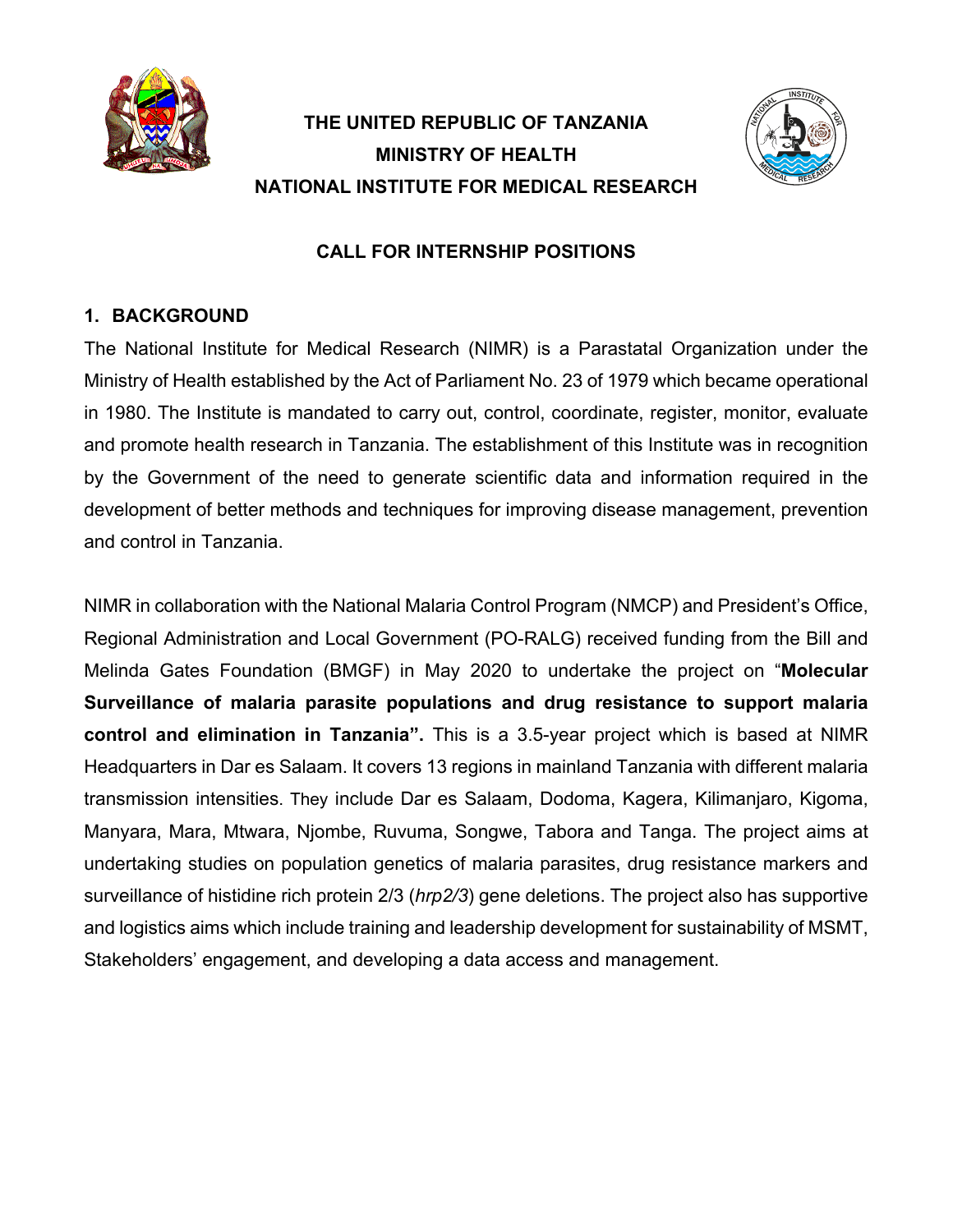**THE UNITED REPUBLIC OF TANZANIA**
**MINISTRY OF HEALTH**
**NATIONAL INSTITUTE FOR MEDICAL RESEARCH**

**CALL FOR INTERNSHIP POSITIONS**

## 1. BACKGROUND

The National Institute for Medical Research (NIMR) is a Parastatal Organization under the Ministry of Health established by the Act of Parliament No. 23 of 1979 which became operational in 1980. The Institute is mandated to carry out, control, coordinate, register, monitor, evaluate and promote health research in Tanzania. The establishment of this Institute was in recognition by the Government of the need to generate scientific data and information required in the development of better methods and techniques for improving disease management, prevention and control in Tanzania.

NIMR in collaboration with the National Malaria Control Program (NMCP) and President's Office, Regional Administration and Local Government (PO-RALG) received funding from the Bill and Melinda Gates Foundation (BMGF) in May 2020 to undertake the project on "**Molecular Surveillance of malaria parasite populations and drug resistance to support malaria control and elimination in Tanzania".** This is a 3.5-year project which is based at NIMR Headquarters in Dar es Salaam. It covers 13 regions in mainland Tanzania with different malaria transmission intensities. They include Dar es Salaam, Dodoma, Kagera, Kilimanjaro, Kigoma, Manyara, Mara, Mtwara, Njombe, Ruvuma, Songwe, Tabora and Tanga. The project aims at undertaking studies on population genetics of malaria parasites, drug resistance markers and surveillance of histidine rich protein 2/3 (*hrp2/3*) gene deletions. The project also has supportive and logistics aims which include training and leadership development for sustainability of MSMT, Stakeholders' engagement, and developing a data access and management.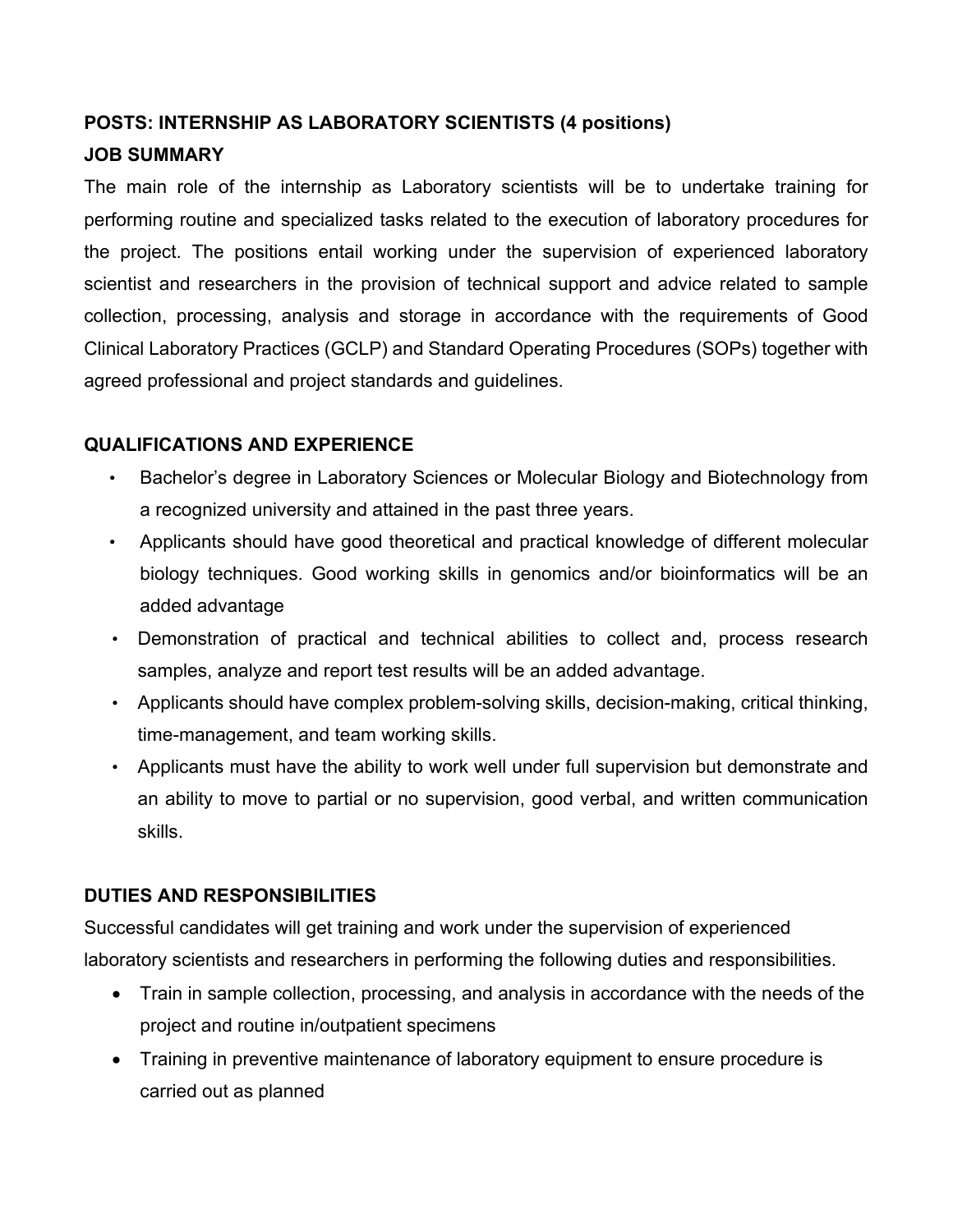**POSTS: INTERNSHIP AS LABORATORY SCIENTISTS (4 positions)**

**JOB SUMMARY**

The main role of the internship as Laboratory scientists will be to undertake training for performing routine and specialized tasks related to the execution of laboratory procedures for the project. The positions entail working under the supervision of experienced laboratory scientist and researchers in the provision of technical support and advice related to sample collection, processing, analysis and storage in accordance with the requirements of Good Clinical Laboratory Practices (GCLP) and Standard Operating Procedures (SOPs) together with agreed professional and project standards and guidelines.

**QUALIFICATIONS AND EXPERIENCE**

- Bachelor's degree in Laboratory Sciences or Molecular Biology and Biotechnology from a recognized university and attained in the past three years.
- Applicants should have good theoretical and practical knowledge of different molecular biology techniques. Good working skills in genomics and/or bioinformatics will be an added advantage
- Demonstration of practical and technical abilities to collect and, process research samples, analyze and report test results will be an added advantage.
- Applicants should have complex problem-solving skills, decision-making, critical thinking, time-management, and team working skills.
- Applicants must have the ability to work well under full supervision but demonstrate and an ability to move to partial or no supervision, good verbal, and written communication skills.

**DUTIES AND RESPONSIBILITIES**

Successful candidates will get training and work under the supervision of experienced laboratory scientists and researchers in performing the following duties and responsibilities.

- Train in sample collection, processing, and analysis in accordance with the needs of the project and routine in/outpatient specimens
- Training in preventive maintenance of laboratory equipment to ensure procedure is carried out as planned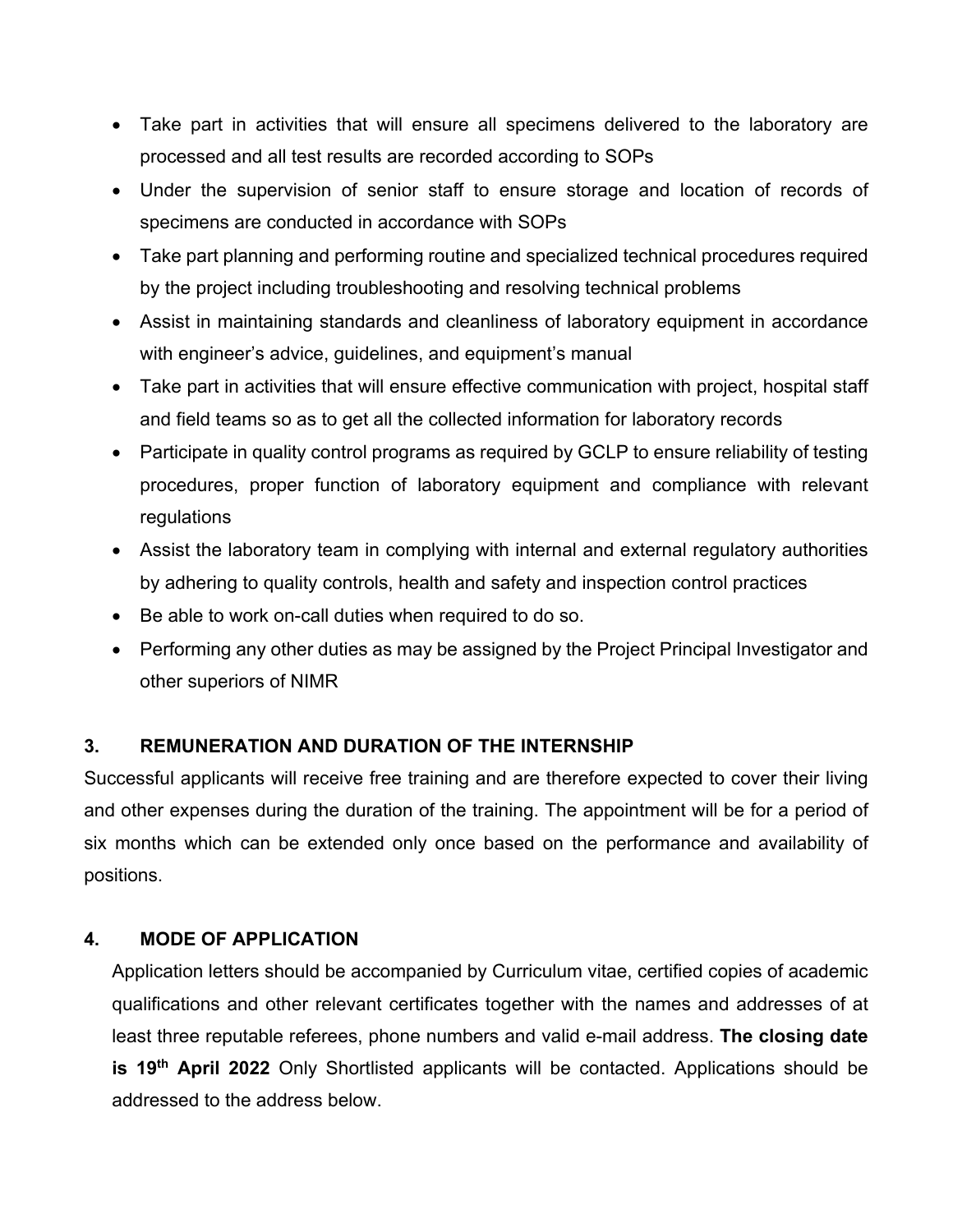- Take part in activities that will ensure all specimens delivered to the laboratory are processed and all test results are recorded according to SOPs
- Under the supervision of senior staff to ensure storage and location of records of specimens are conducted in accordance with SOPs
- Take part planning and performing routine and specialized technical procedures required by the project including troubleshooting and resolving technical problems
- Assist in maintaining standards and cleanliness of laboratory equipment in accordance with engineer's advice, guidelines, and equipment's manual
- Take part in activities that will ensure effective communication with project, hospital staff and field teams so as to get all the collected information for laboratory records
- Participate in quality control programs as required by GCLP to ensure reliability of testing procedures, proper function of laboratory equipment and compliance with relevant regulations
- Assist the laboratory team in complying with internal and external regulatory authorities by adhering to quality controls, health and safety and inspection control practices
- Be able to work on-call duties when required to do so.
- Performing any other duties as may be assigned by the Project Principal Investigator and other superiors of NIMR

## 3. REMUNERATION AND DURATION OF THE INTERNSHIP

Successful applicants will receive free training and are therefore expected to cover their living and other expenses during the duration of the training. The appointment will be for a period of six months which can be extended only once based on the performance and availability of positions.

## 4. MODE OF APPLICATION

Application letters should be accompanied by Curriculum vitae, certified copies of academic qualifications and other relevant certificates together with the names and addresses of at least three reputable referees, phone numbers and valid e-mail address. **The closing date is 19th April 2022** Only Shortlisted applicants will be contacted. Applications should be addressed to the address below.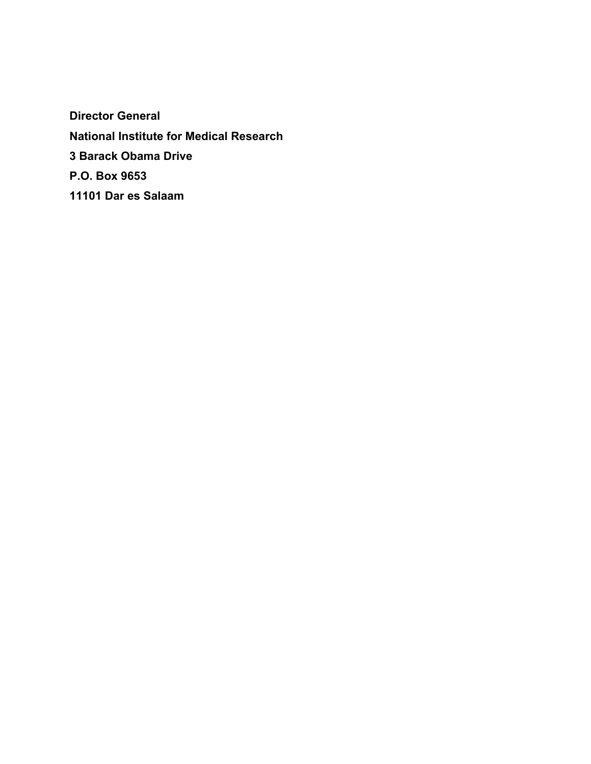**Director General**

**National Institute for Medical Research**

**3 Barack Obama Drive**

**P.O. Box 9653**

**11101 Dar es Salaam**